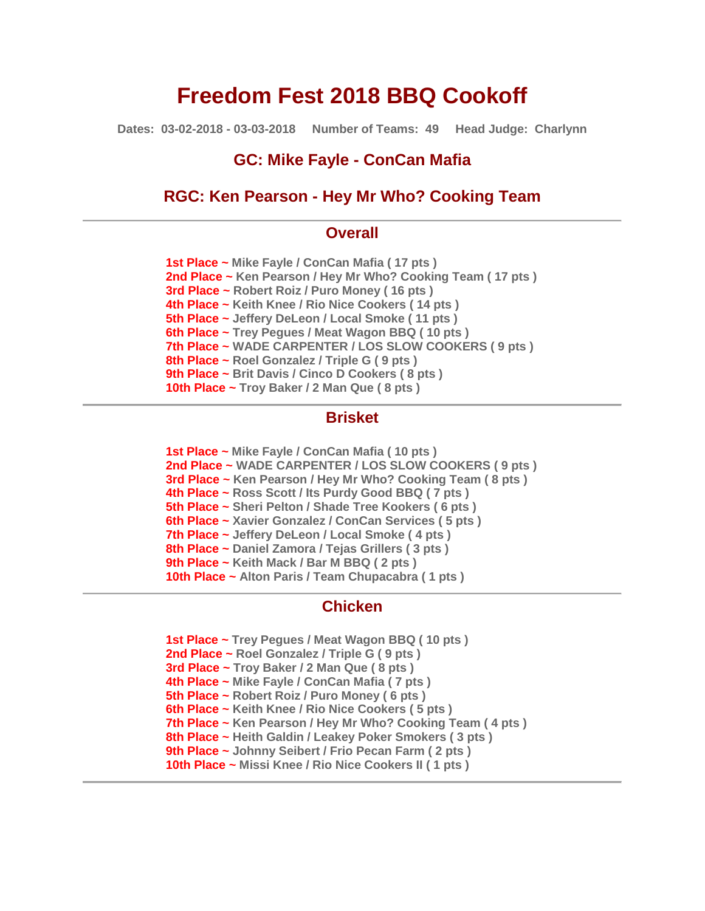# Freedom Fest 2018 BBQ Cookoff

**Dates: 03-02-2018 - 03-03-2018 Number of Teams: 49 Head Judge: Charlynn**

## GC: Mike Fayle - ConCan Mafia

## RGC: Ken Pearson - Hey Mr Who? Cooking Team

---

## Overall

**1st Place ~** Mike Fayle / ConCan Mafia ( 17 pts )
**2nd Place ~** Ken Pearson / Hey Mr Who? Cooking Team ( 17 pts )
**3rd Place ~** Robert Roiz / Puro Money ( 16 pts )
**4th Place ~** Keith Knee / Rio Nice Cookers ( 14 pts )
**5th Place ~** Jeffery DeLeon / Local Smoke ( 11 pts )
**6th Place ~** Trey Pegues / Meat Wagon BBQ ( 10 pts )
**7th Place ~** WADE CARPENTER / LOS SLOW COOKERS ( 9 pts )
**8th Place ~** Roel Gonzalez / Triple G ( 9 pts )
**9th Place ~** Brit Davis / Cinco D Cookers ( 8 pts )
**10th Place ~** Troy Baker / 2 Man Que ( 8 pts )

---

## Brisket

**1st Place ~** Mike Fayle / ConCan Mafia ( 10 pts )
**2nd Place ~** WADE CARPENTER / LOS SLOW COOKERS ( 9 pts )
**3rd Place ~** Ken Pearson / Hey Mr Who? Cooking Team ( 8 pts )
**4th Place ~** Ross Scott / Its Purdy Good BBQ ( 7 pts )
**5th Place ~** Sheri Pelton / Shade Tree Kookers ( 6 pts )
**6th Place ~** Xavier Gonzalez / ConCan Services ( 5 pts )
**7th Place ~** Jeffery DeLeon / Local Smoke ( 4 pts )
**8th Place ~** Daniel Zamora / Tejas Grillers ( 3 pts )
**9th Place ~** Keith Mack / Bar M BBQ ( 2 pts )
**10th Place ~** Alton Paris / Team Chupacabra ( 1 pts )

---

## Chicken

**1st Place ~** Trey Pegues / Meat Wagon BBQ ( 10 pts )
**2nd Place ~** Roel Gonzalez / Triple G ( 9 pts )
**3rd Place ~** Troy Baker / 2 Man Que ( 8 pts )
**4th Place ~** Mike Fayle / ConCan Mafia ( 7 pts )
**5th Place ~** Robert Roiz / Puro Money ( 6 pts )
**6th Place ~** Keith Knee / Rio Nice Cookers ( 5 pts )
**7th Place ~** Ken Pearson / Hey Mr Who? Cooking Team ( 4 pts )
**8th Place ~** Heith Galdin / Leakey Poker Smokers ( 3 pts )
**9th Place ~** Johnny Seibert / Frio Pecan Farm ( 2 pts )
**10th Place ~** Missi Knee / Rio Nice Cookers II ( 1 pts )

---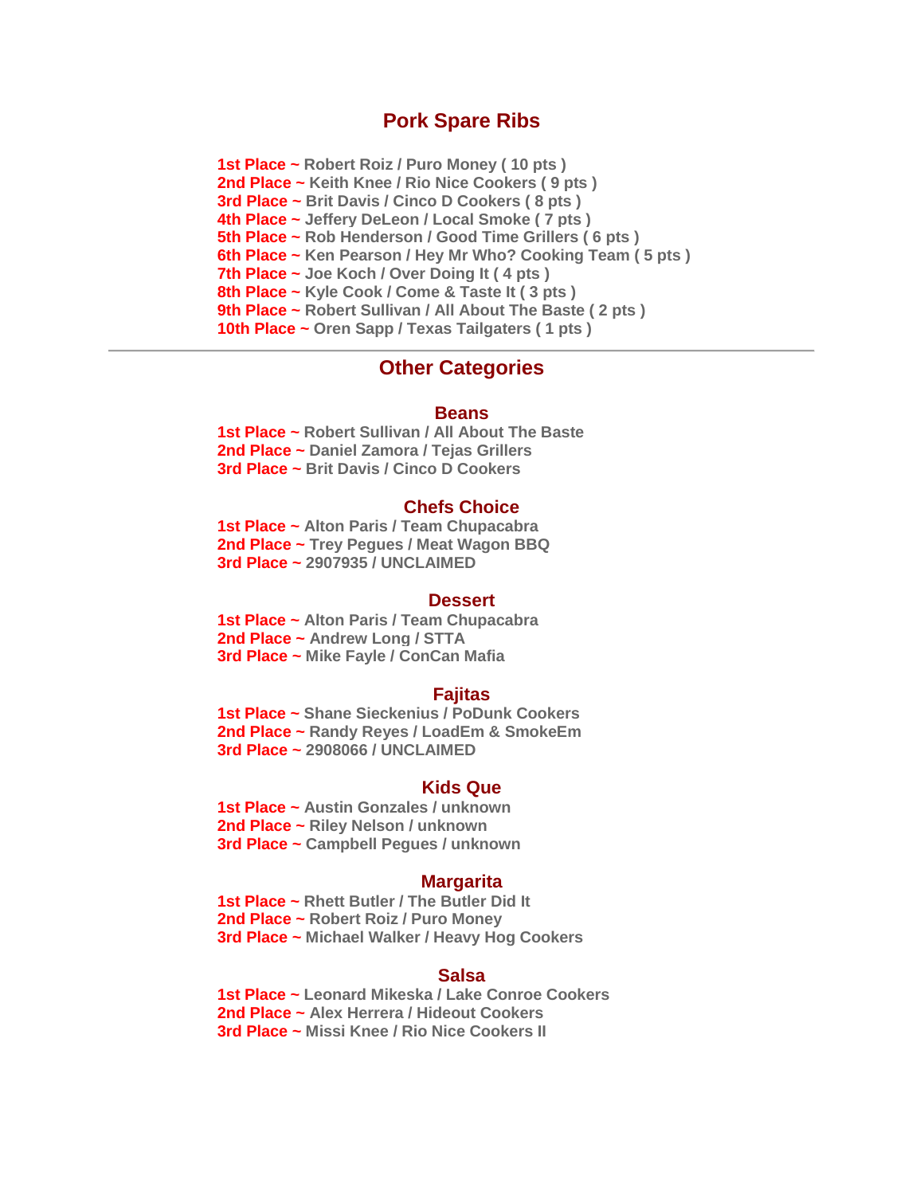## Pork Spare Ribs

**1st Place ~** Robert Roiz / Puro Money ( 10 pts )
**2nd Place ~** Keith Knee / Rio Nice Cookers ( 9 pts )
**3rd Place ~** Brit Davis / Cinco D Cookers ( 8 pts )
**4th Place ~** Jeffery DeLeon / Local Smoke ( 7 pts )
**5th Place ~** Rob Henderson / Good Time Grillers ( 6 pts )
**6th Place ~** Ken Pearson / Hey Mr Who? Cooking Team ( 5 pts )
**7th Place ~** Joe Koch / Over Doing It ( 4 pts )
**8th Place ~** Kyle Cook / Come & Taste It ( 3 pts )
**9th Place ~** Robert Sullivan / All About The Baste ( 2 pts )
**10th Place ~** Oren Sapp / Texas Tailgaters ( 1 pts )

---

## Other Categories

### Beans

**1st Place ~** Robert Sullivan / All About The Baste
**2nd Place ~** Daniel Zamora / Tejas Grillers
**3rd Place ~** Brit Davis / Cinco D Cookers

### Chefs Choice

**1st Place ~** Alton Paris / Team Chupacabra
**2nd Place ~** Trey Pegues / Meat Wagon BBQ
**3rd Place ~** 2907935 / UNCLAIMED

### Dessert

**1st Place ~** Alton Paris / Team Chupacabra
**2nd Place ~** Andrew Long / STTA
**3rd Place ~** Mike Fayle / ConCan Mafia

### Fajitas

**1st Place ~** Shane Sieckenius / PoDunk Cookers
**2nd Place ~** Randy Reyes / LoadEm & SmokeEm
**3rd Place ~** 2908066 / UNCLAIMED

### Kids Que

**1st Place ~** Austin Gonzales / unknown
**2nd Place ~** Riley Nelson / unknown
**3rd Place ~** Campbell Pegues / unknown

### Margarita

**1st Place ~** Rhett Butler / The Butler Did It
**2nd Place ~** Robert Roiz / Puro Money
**3rd Place ~** Michael Walker / Heavy Hog Cookers

### Salsa

**1st Place ~** Leonard Mikeska / Lake Conroe Cookers
**2nd Place ~** Alex Herrera / Hideout Cookers
**3rd Place ~** Missi Knee / Rio Nice Cookers II